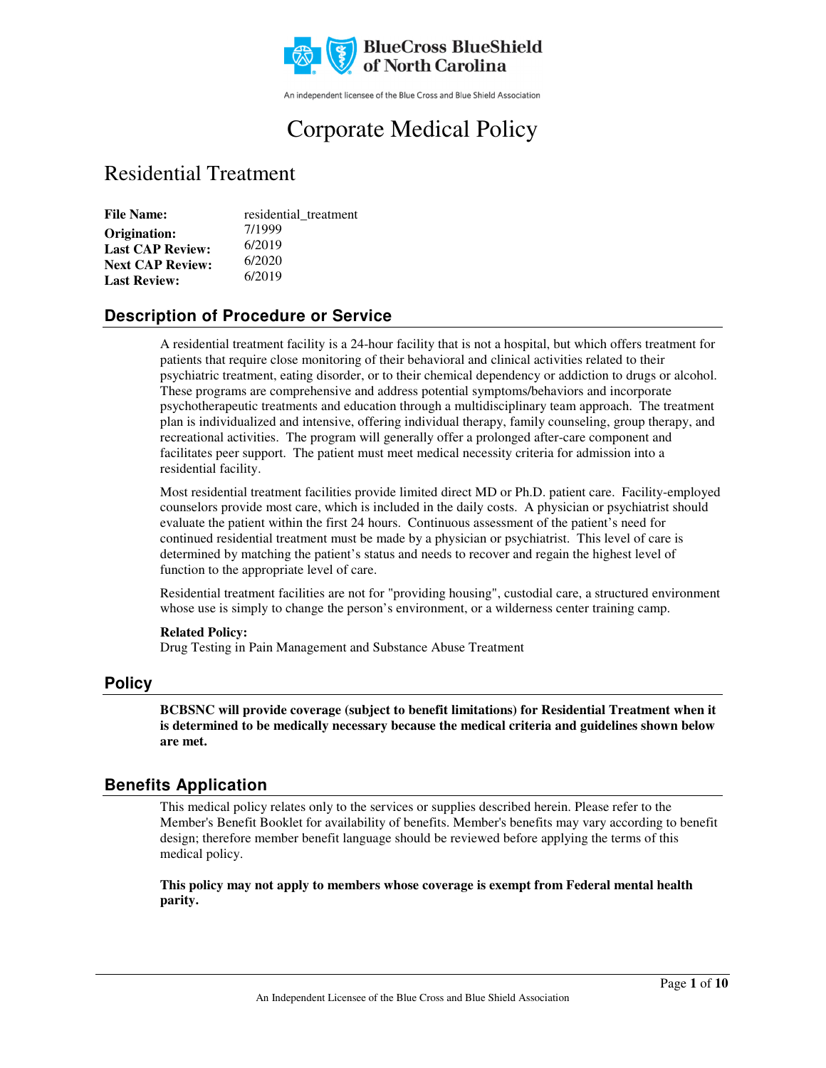BlueCross BlueShield of North Carolina

An independent licensee of the Blue Cross and Blue Shield Association

# Corporate Medical Policy

## Residential Treatment

**File Name:** residential_treatment
**Origination:** 7/1999
**Last CAP Review:** 6/2019
**Next CAP Review:** 6/2020
**Last Review:** 6/2019

## Description of Procedure or Service

A residential treatment facility is a 24-hour facility that is not a hospital, but which offers treatment for patients that require close monitoring of their behavioral and clinical activities related to their psychiatric treatment, eating disorder, or to their chemical dependency or addiction to drugs or alcohol. These programs are comprehensive and address potential symptoms/behaviors and incorporate psychotherapeutic treatments and education through a multidisciplinary team approach. The treatment plan is individualized and intensive, offering individual therapy, family counseling, group therapy, and recreational activities. The program will generally offer a prolonged after-care component and facilitates peer support. The patient must meet medical necessity criteria for admission into a residential facility.

Most residential treatment facilities provide limited direct MD or Ph.D. patient care. Facility-employed counselors provide most care, which is included in the daily costs. A physician or psychiatrist should evaluate the patient within the first 24 hours. Continuous assessment of the patient's need for continued residential treatment must be made by a physician or psychiatrist. This level of care is determined by matching the patient's status and needs to recover and regain the highest level of function to the appropriate level of care.

Residential treatment facilities are not for "providing housing", custodial care, a structured environment whose use is simply to change the person's environment, or a wilderness center training camp.

**Related Policy:**
Drug Testing in Pain Management and Substance Abuse Treatment

## Policy

**BCBSNC will provide coverage (subject to benefit limitations) for Residential Treatment when it is determined to be medically necessary because the medical criteria and guidelines shown below are met.**

## Benefits Application

This medical policy relates only to the services or supplies described herein. Please refer to the Member's Benefit Booklet for availability of benefits. Member's benefits may vary according to benefit design; therefore member benefit language should be reviewed before applying the terms of this medical policy.

**This policy may not apply to members whose coverage is exempt from Federal mental health parity.**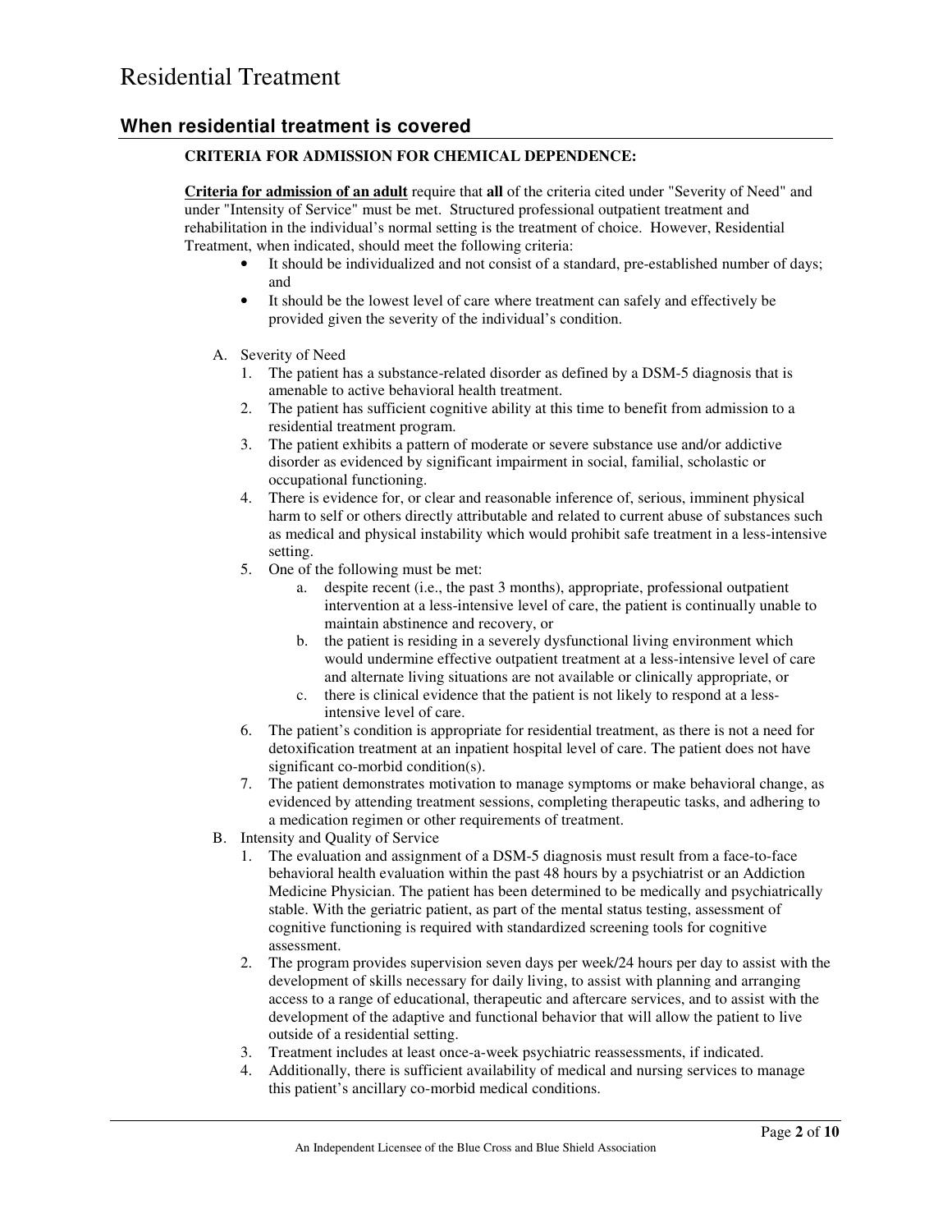# Residential Treatment

## When residential treatment is covered

**CRITERIA FOR ADMISSION FOR CHEMICAL DEPENDENCE:**

**Criteria for admission of an adult** require that **all** of the criteria cited under "Severity of Need" and under "Intensity of Service" must be met. Structured professional outpatient treatment and rehabilitation in the individual's normal setting is the treatment of choice. However, Residential Treatment, when indicated, should meet the following criteria:

- It should be individualized and not consist of a standard, pre-established number of days; and
- It should be the lowest level of care where treatment can safely and effectively be provided given the severity of the individual's condition.

A. Severity of Need
   1. The patient has a substance-related disorder as defined by a DSM-5 diagnosis that is amenable to active behavioral health treatment.
   2. The patient has sufficient cognitive ability at this time to benefit from admission to a residential treatment program.
   3. The patient exhibits a pattern of moderate or severe substance use and/or addictive disorder as evidenced by significant impairment in social, familial, scholastic or occupational functioning.
   4. There is evidence for, or clear and reasonable inference of, serious, imminent physical harm to self or others directly attributable and related to current abuse of substances such as medical and physical instability which would prohibit safe treatment in a less-intensive setting.
   5. One of the following must be met:
      a. despite recent (i.e., the past 3 months), appropriate, professional outpatient intervention at a less-intensive level of care, the patient is continually unable to maintain abstinence and recovery, or
      b. the patient is residing in a severely dysfunctional living environment which would undermine effective outpatient treatment at a less-intensive level of care and alternate living situations are not available or clinically appropriate, or
      c. there is clinical evidence that the patient is not likely to respond at a less-intensive level of care.
   6. The patient's condition is appropriate for residential treatment, as there is not a need for detoxification treatment at an inpatient hospital level of care. The patient does not have significant co-morbid condition(s).
   7. The patient demonstrates motivation to manage symptoms or make behavioral change, as evidenced by attending treatment sessions, completing therapeutic tasks, and adhering to a medication regimen or other requirements of treatment.

B. Intensity and Quality of Service
   1. The evaluation and assignment of a DSM-5 diagnosis must result from a face-to-face behavioral health evaluation within the past 48 hours by a psychiatrist or an Addiction Medicine Physician. The patient has been determined to be medically and psychiatrically stable. With the geriatric patient, as part of the mental status testing, assessment of cognitive functioning is required with standardized screening tools for cognitive assessment.
   2. The program provides supervision seven days per week/24 hours per day to assist with the development of skills necessary for daily living, to assist with planning and arranging access to a range of educational, therapeutic and aftercare services, and to assist with the development of the adaptive and functional behavior that will allow the patient to live outside of a residential setting.
   3. Treatment includes at least once-a-week psychiatric reassessments, if indicated.
   4. Additionally, there is sufficient availability of medical and nursing services to manage this patient's ancillary co-morbid medical conditions.

An Independent Licensee of the Blue Cross and Blue Shield Association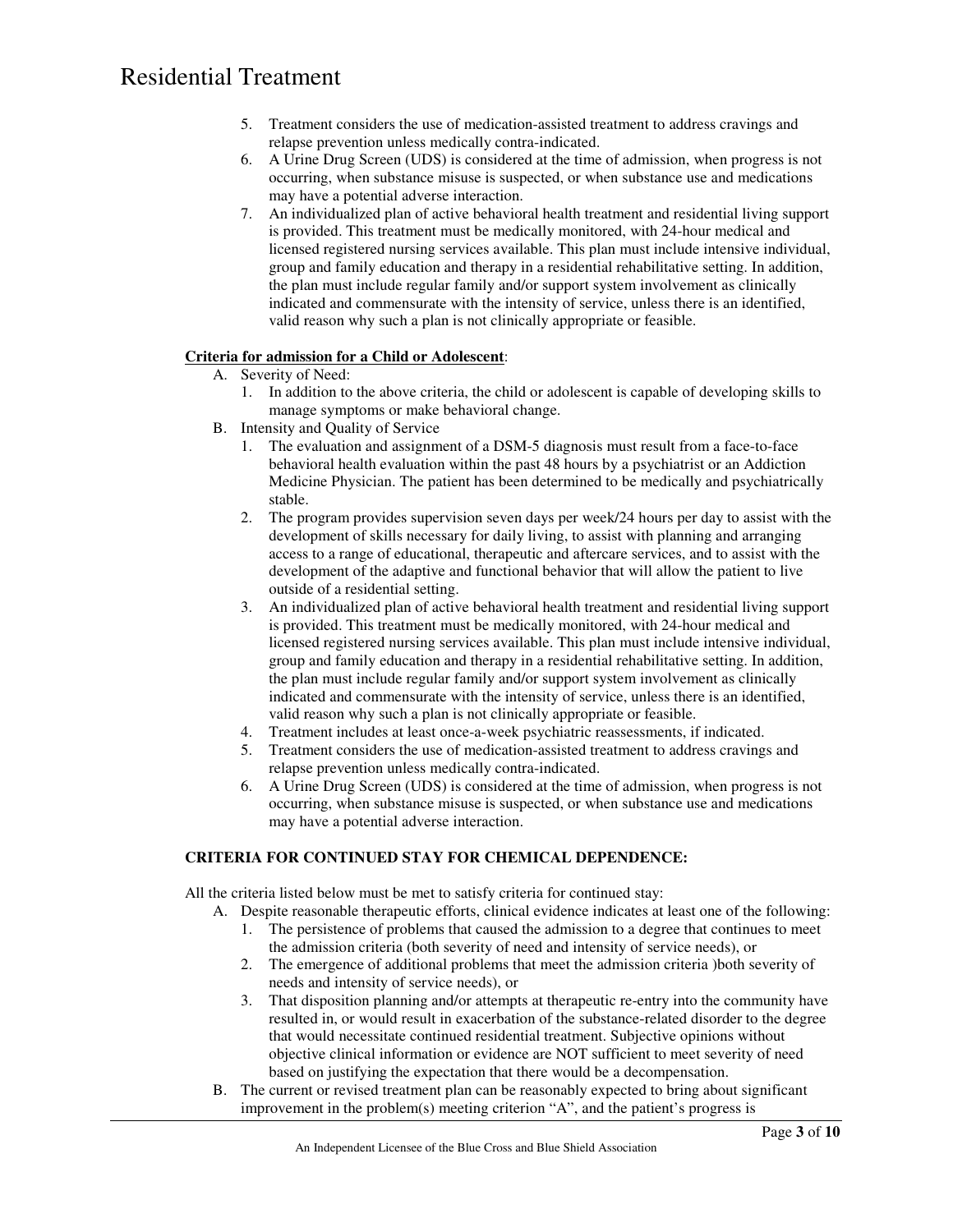5. Treatment considers the use of medication-assisted treatment to address cravings and relapse prevention unless medically contra-indicated.
6. A Urine Drug Screen (UDS) is considered at the time of admission, when progress is not occurring, when substance misuse is suspected, or when substance use and medications may have a potential adverse interaction.
7. An individualized plan of active behavioral health treatment and residential living support is provided. This treatment must be medically monitored, with 24-hour medical and licensed registered nursing services available. This plan must include intensive individual, group and family education and therapy in a residential rehabilitative setting. In addition, the plan must include regular family and/or support system involvement as clinically indicated and commensurate with the intensity of service, unless there is an identified, valid reason why such a plan is not clinically appropriate or feasible.

**<u>Criteria for admission for a Child or Adolescent</u>**:

A. Severity of Need:
   1. In addition to the above criteria, the child or adolescent is capable of developing skills to manage symptoms or make behavioral change.
B. Intensity and Quality of Service
   1. The evaluation and assignment of a DSM-5 diagnosis must result from a face-to-face behavioral health evaluation within the past 48 hours by a psychiatrist or an Addiction Medicine Physician. The patient has been determined to be medically and psychiatrically stable.
   2. The program provides supervision seven days per week/24 hours per day to assist with the development of skills necessary for daily living, to assist with planning and arranging access to a range of educational, therapeutic and aftercare services, and to assist with the development of the adaptive and functional behavior that will allow the patient to live outside of a residential setting.
   3. An individualized plan of active behavioral health treatment and residential living support is provided. This treatment must be medically monitored, with 24-hour medical and licensed registered nursing services available. This plan must include intensive individual, group and family education and therapy in a residential rehabilitative setting. In addition, the plan must include regular family and/or support system involvement as clinically indicated and commensurate with the intensity of service, unless there is an identified, valid reason why such a plan is not clinically appropriate or feasible.
   4. Treatment includes at least once-a-week psychiatric reassessments, if indicated.
   5. Treatment considers the use of medication-assisted treatment to address cravings and relapse prevention unless medically contra-indicated.
   6. A Urine Drug Screen (UDS) is considered at the time of admission, when progress is not occurring, when substance misuse is suspected, or when substance use and medications may have a potential adverse interaction.

**CRITERIA FOR CONTINUED STAY FOR CHEMICAL DEPENDENCE:**

All the criteria listed below must be met to satisfy criteria for continued stay:

A. Despite reasonable therapeutic efforts, clinical evidence indicates at least one of the following:
   1. The persistence of problems that caused the admission to a degree that continues to meet the admission criteria (both severity of need and intensity of service needs), or
   2. The emergence of additional problems that meet the admission criteria )both severity of needs and intensity of service needs), or
   3. That disposition planning and/or attempts at therapeutic re-entry into the community have resulted in, or would result in exacerbation of the substance-related disorder to the degree that would necessitate continued residential treatment. Subjective opinions without objective clinical information or evidence are NOT sufficient to meet severity of need based on justifying the expectation that there would be a decompensation.
B. The current or revised treatment plan can be reasonably expected to bring about significant improvement in the problem(s) meeting criterion "A", and the patient's progress is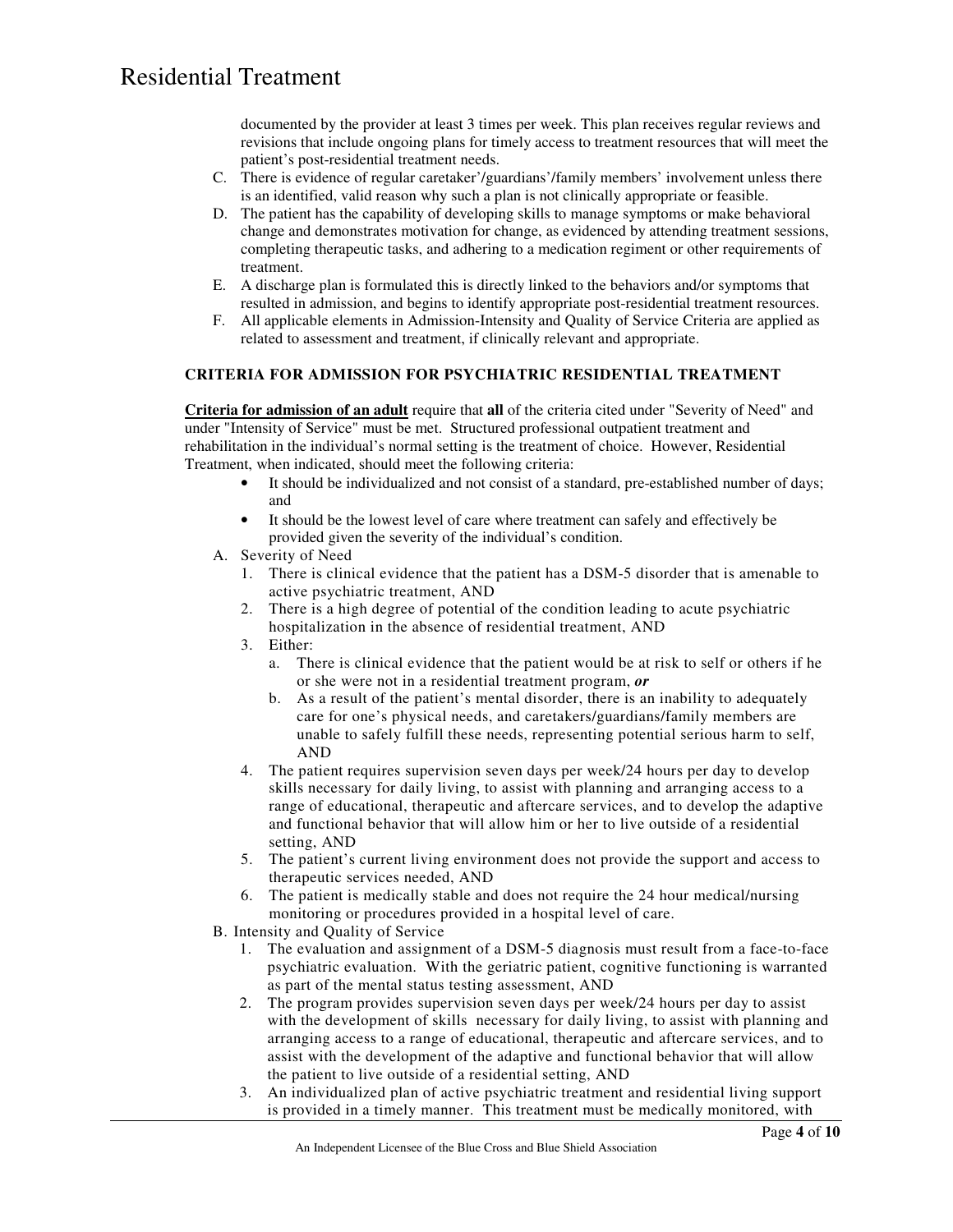documented by the provider at least 3 times per week. This plan receives regular reviews and revisions that include ongoing plans for timely access to treatment resources that will meet the patient's post-residential treatment needs.

C. There is evidence of regular caretaker'/guardians'/family members' involvement unless there is an identified, valid reason why such a plan is not clinically appropriate or feasible.

D. The patient has the capability of developing skills to manage symptoms or make behavioral change and demonstrates motivation for change, as evidenced by attending treatment sessions, completing therapeutic tasks, and adhering to a medication regiment or other requirements of treatment.

E. A discharge plan is formulated this is directly linked to the behaviors and/or symptoms that resulted in admission, and begins to identify appropriate post-residential treatment resources.

F. All applicable elements in Admission-Intensity and Quality of Service Criteria are applied as related to assessment and treatment, if clinically relevant and appropriate.

### CRITERIA FOR ADMISSION FOR PSYCHIATRIC RESIDENTIAL TREATMENT

**Criteria for admission of an adult** require that **all** of the criteria cited under "Severity of Need" and under "Intensity of Service" must be met. Structured professional outpatient treatment and rehabilitation in the individual's normal setting is the treatment of choice. However, Residential Treatment, when indicated, should meet the following criteria:

- It should be individualized and not consist of a standard, pre-established number of days; and
- It should be the lowest level of care where treatment can safely and effectively be provided given the severity of the individual's condition.

A. Severity of Need

1. There is clinical evidence that the patient has a DSM-5 disorder that is amenable to active psychiatric treatment, AND
2. There is a high degree of potential of the condition leading to acute psychiatric hospitalization in the absence of residential treatment, AND
3. Either:
   a. There is clinical evidence that the patient would be at risk to self or others if he or she were not in a residential treatment program, ***or***
   b. As a result of the patient's mental disorder, there is an inability to adequately care for one's physical needs, and caretakers/guardians/family members are unable to safely fulfill these needs, representing potential serious harm to self, AND
4. The patient requires supervision seven days per week/24 hours per day to develop skills necessary for daily living, to assist with planning and arranging access to a range of educational, therapeutic and aftercare services, and to develop the adaptive and functional behavior that will allow him or her to live outside of a residential setting, AND
5. The patient's current living environment does not provide the support and access to therapeutic services needed, AND
6. The patient is medically stable and does not require the 24 hour medical/nursing monitoring or procedures provided in a hospital level of care.

B. Intensity and Quality of Service

1. The evaluation and assignment of a DSM-5 diagnosis must result from a face-to-face psychiatric evaluation. With the geriatric patient, cognitive functioning is warranted as part of the mental status testing assessment, AND
2. The program provides supervision seven days per week/24 hours per day to assist with the development of skills necessary for daily living, to assist with planning and arranging access to a range of educational, therapeutic and aftercare services, and to assist with the development of the adaptive and functional behavior that will allow the patient to live outside of a residential setting, AND
3. An individualized plan of active psychiatric treatment and residential living support is provided in a timely manner. This treatment must be medically monitored, with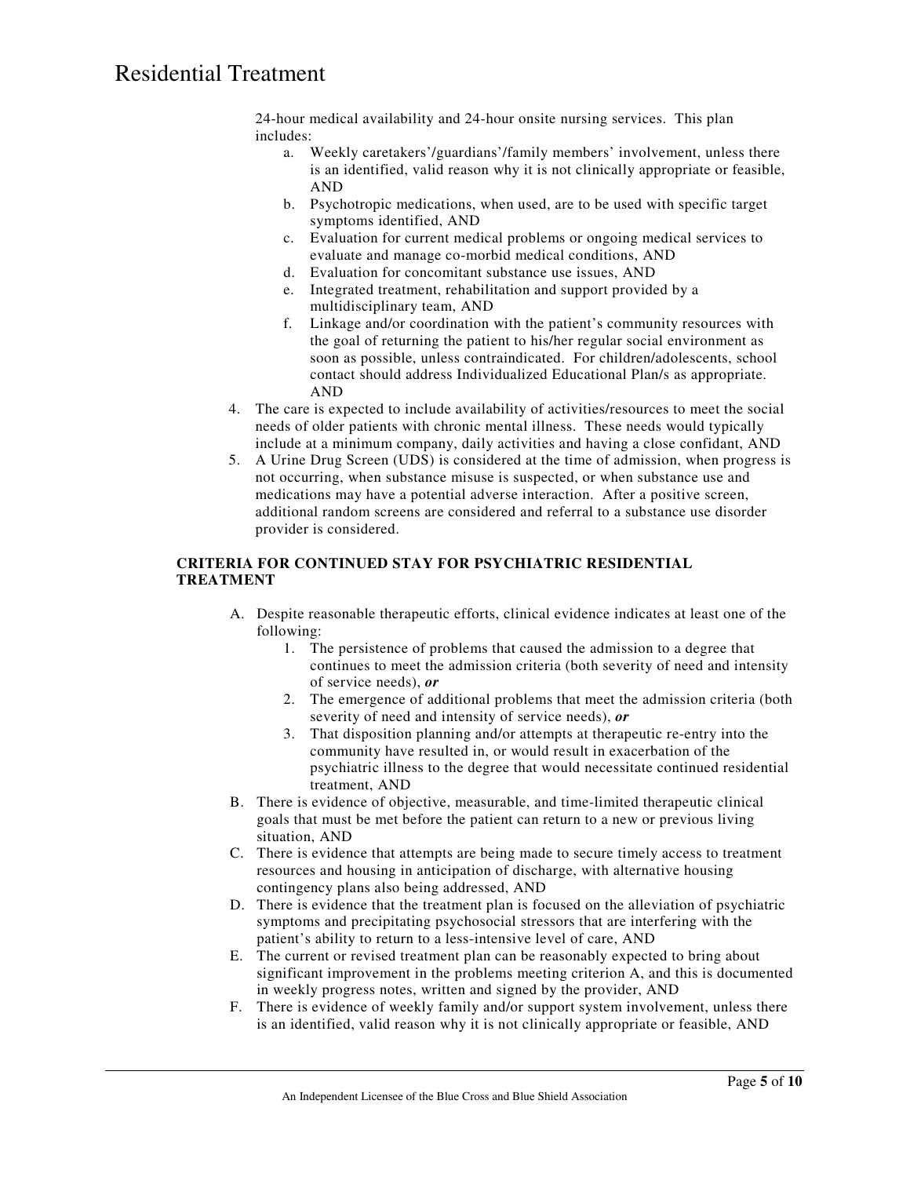24-hour medical availability and 24-hour onsite nursing services. This plan includes:

   a. Weekly caretakers'/guardians'/family members' involvement, unless there is an identified, valid reason why it is not clinically appropriate or feasible, AND
   b. Psychotropic medications, when used, are to be used with specific target symptoms identified, AND
   c. Evaluation for current medical problems or ongoing medical services to evaluate and manage co-morbid medical conditions, AND
   d. Evaluation for concomitant substance use issues, AND
   e. Integrated treatment, rehabilitation and support provided by a multidisciplinary team, AND
   f. Linkage and/or coordination with the patient's community resources with the goal of returning the patient to his/her regular social environment as soon as possible, unless contraindicated. For children/adolescents, school contact should address Individualized Educational Plan/s as appropriate. AND

4. The care is expected to include availability of activities/resources to meet the social needs of older patients with chronic mental illness. These needs would typically include at a minimum company, daily activities and having a close confidant, AND
5. A Urine Drug Screen (UDS) is considered at the time of admission, when progress is not occurring, when substance misuse is suspected, or when substance use and medications may have a potential adverse interaction. After a positive screen, additional random screens are considered and referral to a substance use disorder provider is considered.

### CRITERIA FOR CONTINUED STAY FOR PSYCHIATRIC RESIDENTIAL TREATMENT

A. Despite reasonable therapeutic efforts, clinical evidence indicates at least one of the following:
   1. The persistence of problems that caused the admission to a degree that continues to meet the admission criteria (both severity of need and intensity of service needs), ***or***
   2. The emergence of additional problems that meet the admission criteria (both severity of need and intensity of service needs), ***or***
   3. That disposition planning and/or attempts at therapeutic re-entry into the community have resulted in, or would result in exacerbation of the psychiatric illness to the degree that would necessitate continued residential treatment, AND

B. There is evidence of objective, measurable, and time-limited therapeutic clinical goals that must be met before the patient can return to a new or previous living situation, AND

C. There is evidence that attempts are being made to secure timely access to treatment resources and housing in anticipation of discharge, with alternative housing contingency plans also being addressed, AND

D. There is evidence that the treatment plan is focused on the alleviation of psychiatric symptoms and precipitating psychosocial stressors that are interfering with the patient's ability to return to a less-intensive level of care, AND

E. The current or revised treatment plan can be reasonably expected to bring about significant improvement in the problems meeting criterion A, and this is documented in weekly progress notes, written and signed by the provider, AND

F. There is evidence of weekly family and/or support system involvement, unless there is an identified, valid reason why it is not clinically appropriate or feasible, AND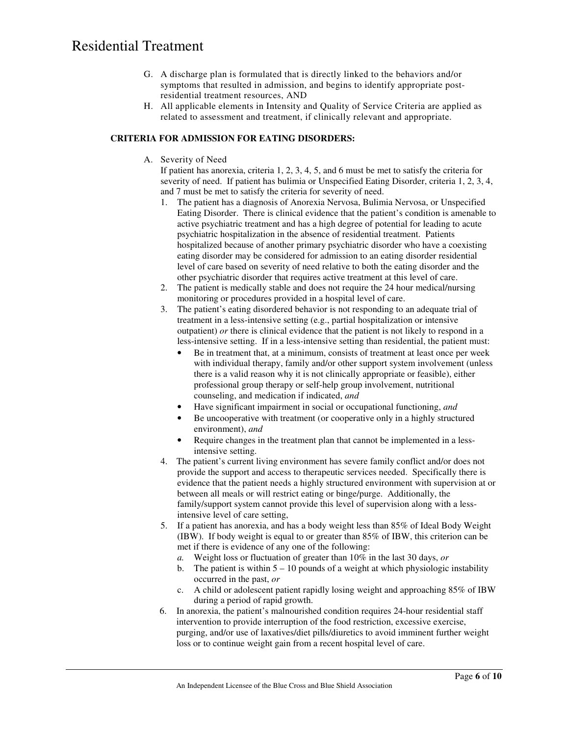G. A discharge plan is formulated that is directly linked to the behaviors and/or symptoms that resulted in admission, and begins to identify appropriate post-residential treatment resources, AND

H. All applicable elements in Intensity and Quality of Service Criteria are applied as related to assessment and treatment, if clinically relevant and appropriate.

**CRITERIA FOR ADMISSION FOR EATING DISORDERS:**

A. Severity of Need

If patient has anorexia, criteria 1, 2, 3, 4, 5, and 6 must be met to satisfy the criteria for severity of need. If patient has bulimia or Unspecified Eating Disorder, criteria 1, 2, 3, 4, and 7 must be met to satisfy the criteria for severity of need.

1. The patient has a diagnosis of Anorexia Nervosa, Bulimia Nervosa, or Unspecified Eating Disorder. There is clinical evidence that the patient's condition is amenable to active psychiatric treatment and has a high degree of potential for leading to acute psychiatric hospitalization in the absence of residential treatment. Patients hospitalized because of another primary psychiatric disorder who have a coexisting eating disorder may be considered for admission to an eating disorder residential level of care based on severity of need relative to both the eating disorder and the other psychiatric disorder that requires active treatment at this level of care.
2. The patient is medically stable and does not require the 24 hour medical/nursing monitoring or procedures provided in a hospital level of care.
3. The patient's eating disordered behavior is not responding to an adequate trial of treatment in a less-intensive setting (e.g., partial hospitalization or intensive outpatient) *or* there is clinical evidence that the patient is not likely to respond in a less-intensive setting. If in a less-intensive setting than residential, the patient must:
   - Be in treatment that, at a minimum, consists of treatment at least once per week with individual therapy, family and/or other support system involvement (unless there is a valid reason why it is not clinically appropriate or feasible), either professional group therapy or self-help group involvement, nutritional counseling, and medication if indicated, *and*
   - Have significant impairment in social or occupational functioning, *and*
   - Be uncooperative with treatment (or cooperative only in a highly structured environment), *and*
   - Require changes in the treatment plan that cannot be implemented in a less-intensive setting.
4. The patient's current living environment has severe family conflict and/or does not provide the support and access to therapeutic services needed. Specifically there is evidence that the patient needs a highly structured environment with supervision at or between all meals or will restrict eating or binge/purge. Additionally, the family/support system cannot provide this level of supervision along with a less-intensive level of care setting,
5. If a patient has anorexia, and has a body weight less than 85% of Ideal Body Weight (IBW). If body weight is equal to or greater than 85% of IBW, this criterion can be met if there is evidence of any one of the following:
   a. Weight loss or fluctuation of greater than 10% in the last 30 days, *or*
   b. The patient is within 5 – 10 pounds of a weight at which physiologic instability occurred in the past, *or*
   c. A child or adolescent patient rapidly losing weight and approaching 85% of IBW during a period of rapid growth.
6. In anorexia, the patient's malnourished condition requires 24-hour residential staff intervention to provide interruption of the food restriction, excessive exercise, purging, and/or use of laxatives/diet pills/diuretics to avoid imminent further weight loss or to continue weight gain from a recent hospital level of care.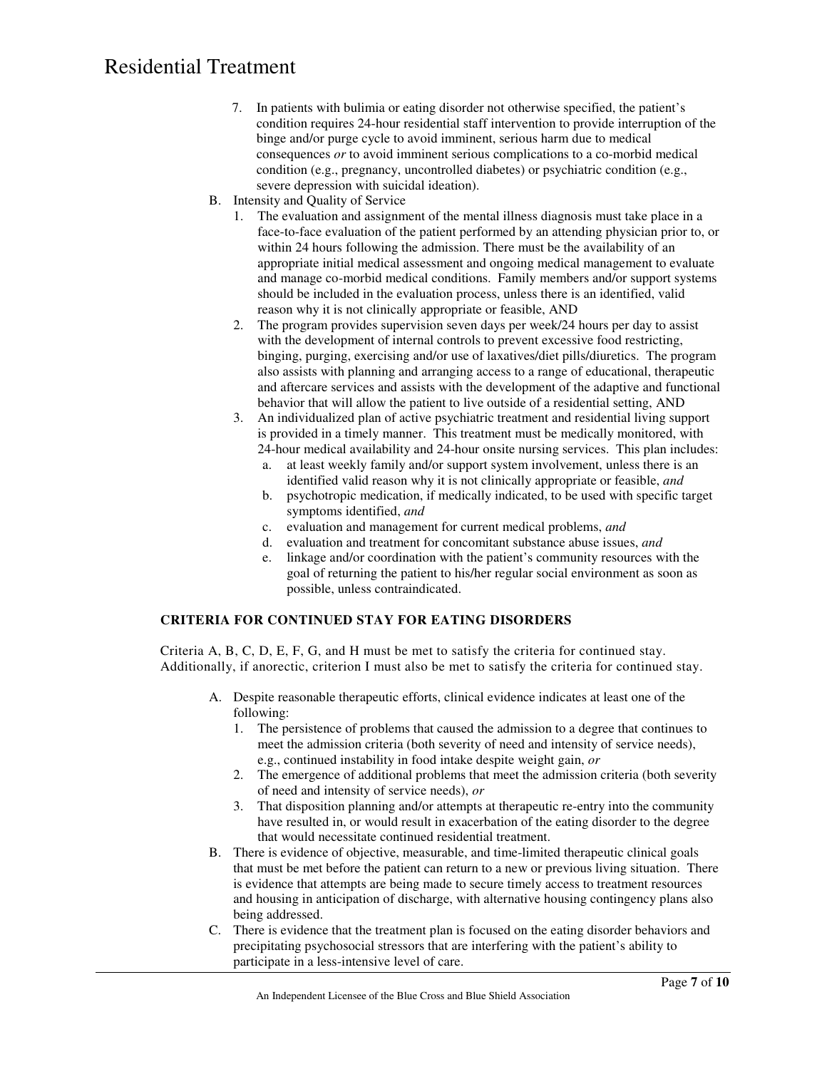7. In patients with bulimia or eating disorder not otherwise specified, the patient's condition requires 24-hour residential staff intervention to provide interruption of the binge and/or purge cycle to avoid imminent, serious harm due to medical consequences *or* to avoid imminent serious complications to a co-morbid medical condition (e.g., pregnancy, uncontrolled diabetes) or psychiatric condition (e.g., severe depression with suicidal ideation).

B. Intensity and Quality of Service

1. The evaluation and assignment of the mental illness diagnosis must take place in a face-to-face evaluation of the patient performed by an attending physician prior to, or within 24 hours following the admission. There must be the availability of an appropriate initial medical assessment and ongoing medical management to evaluate and manage co-morbid medical conditions. Family members and/or support systems should be included in the evaluation process, unless there is an identified, valid reason why it is not clinically appropriate or feasible, AND
2. The program provides supervision seven days per week/24 hours per day to assist with the development of internal controls to prevent excessive food restricting, binging, purging, exercising and/or use of laxatives/diet pills/diuretics. The program also assists with planning and arranging access to a range of educational, therapeutic and aftercare services and assists with the development of the adaptive and functional behavior that will allow the patient to live outside of a residential setting, AND
3. An individualized plan of active psychiatric treatment and residential living support is provided in a timely manner. This treatment must be medically monitored, with 24-hour medical availability and 24-hour onsite nursing services. This plan includes:
   a. at least weekly family and/or support system involvement, unless there is an identified valid reason why it is not clinically appropriate or feasible, *and*
   b. psychotropic medication, if medically indicated, to be used with specific target symptoms identified, *and*
   c. evaluation and management for current medical problems, *and*
   d. evaluation and treatment for concomitant substance abuse issues, *and*
   e. linkage and/or coordination with the patient's community resources with the goal of returning the patient to his/her regular social environment as soon as possible, unless contraindicated.

### CRITERIA FOR CONTINUED STAY FOR EATING DISORDERS

Criteria A, B, C, D, E, F, G, and H must be met to satisfy the criteria for continued stay. Additionally, if anorectic, criterion I must also be met to satisfy the criteria for continued stay.

A. Despite reasonable therapeutic efforts, clinical evidence indicates at least one of the following:
   1. The persistence of problems that caused the admission to a degree that continues to meet the admission criteria (both severity of need and intensity of service needs), e.g., continued instability in food intake despite weight gain, *or*
   2. The emergence of additional problems that meet the admission criteria (both severity of need and intensity of service needs), *or*
   3. That disposition planning and/or attempts at therapeutic re-entry into the community have resulted in, or would result in exacerbation of the eating disorder to the degree that would necessitate continued residential treatment.

B. There is evidence of objective, measurable, and time-limited therapeutic clinical goals that must be met before the patient can return to a new or previous living situation. There is evidence that attempts are being made to secure timely access to treatment resources and housing in anticipation of discharge, with alternative housing contingency plans also being addressed.

C. There is evidence that the treatment plan is focused on the eating disorder behaviors and precipitating psychosocial stressors that are interfering with the patient's ability to participate in a less-intensive level of care.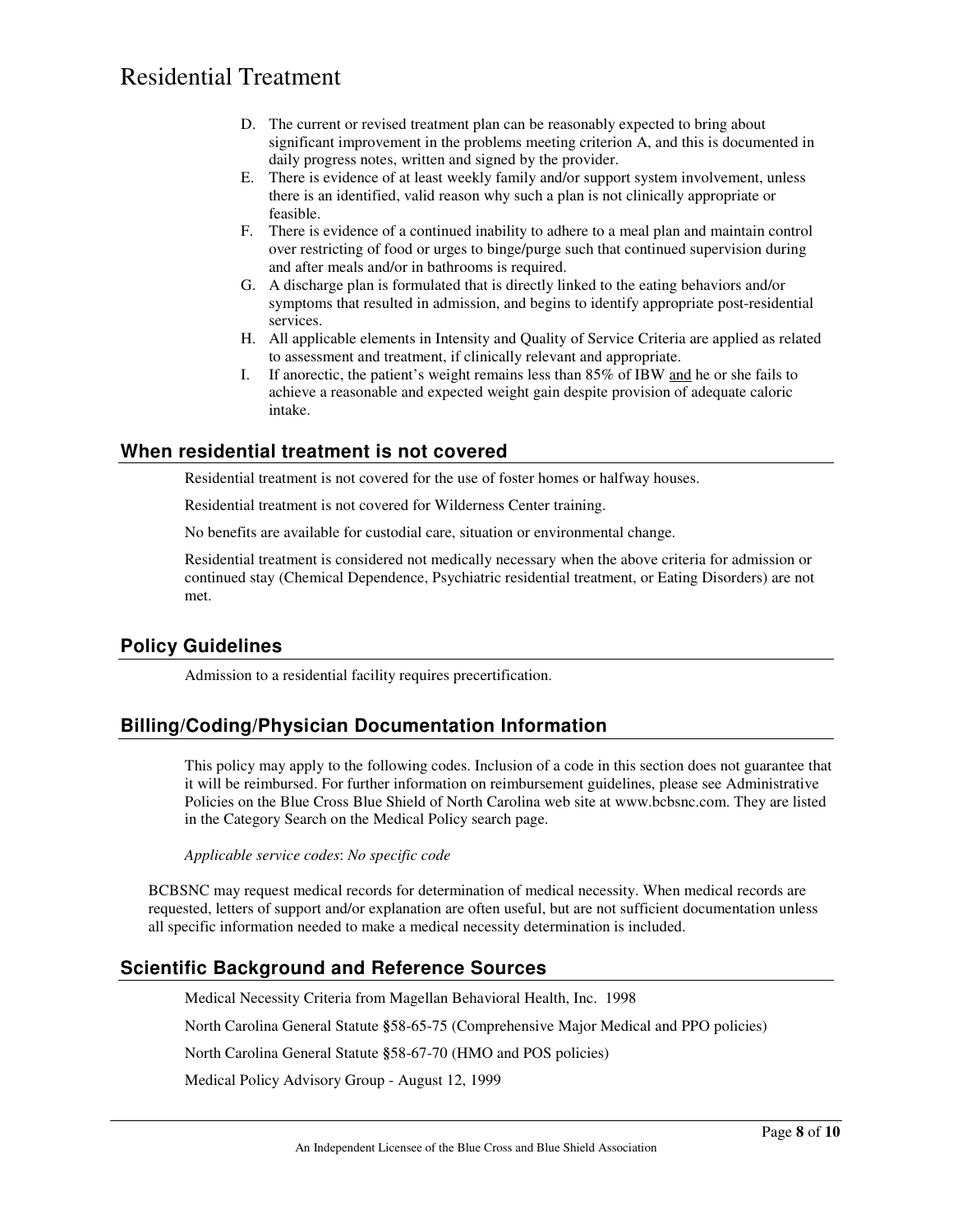D. The current or revised treatment plan can be reasonably expected to bring about significant improvement in the problems meeting criterion A, and this is documented in daily progress notes, written and signed by the provider.
E. There is evidence of at least weekly family and/or support system involvement, unless there is an identified, valid reason why such a plan is not clinically appropriate or feasible.
F. There is evidence of a continued inability to adhere to a meal plan and maintain control over restricting of food or urges to binge/purge such that continued supervision during and after meals and/or in bathrooms is required.
G. A discharge plan is formulated that is directly linked to the eating behaviors and/or symptoms that resulted in admission, and begins to identify appropriate post-residential services.
H. All applicable elements in Intensity and Quality of Service Criteria are applied as related to assessment and treatment, if clinically relevant and appropriate.
I. If anorectic, the patient's weight remains less than 85% of IBW and he or she fails to achieve a reasonable and expected weight gain despite provision of adequate caloric intake.

## When residential treatment is not covered

Residential treatment is not covered for the use of foster homes or halfway houses.

Residential treatment is not covered for Wilderness Center training.

No benefits are available for custodial care, situation or environmental change.

Residential treatment is considered not medically necessary when the above criteria for admission or continued stay (Chemical Dependence, Psychiatric residential treatment, or Eating Disorders) are not met.

## Policy Guidelines

Admission to a residential facility requires precertification.

## Billing/Coding/Physician Documentation Information

This policy may apply to the following codes. Inclusion of a code in this section does not guarantee that it will be reimbursed. For further information on reimbursement guidelines, please see Administrative Policies on the Blue Cross Blue Shield of North Carolina web site at www.bcbsnc.com. They are listed in the Category Search on the Medical Policy search page.

*Applicable service codes*: *No specific code*

BCBSNC may request medical records for determination of medical necessity. When medical records are requested, letters of support and/or explanation are often useful, but are not sufficient documentation unless all specific information needed to make a medical necessity determination is included.

## Scientific Background and Reference Sources

Medical Necessity Criteria from Magellan Behavioral Health, Inc. 1998

North Carolina General Statute §58-65-75 (Comprehensive Major Medical and PPO policies)

North Carolina General Statute §58-67-70 (HMO and POS policies)

Medical Policy Advisory Group - August 12, 1999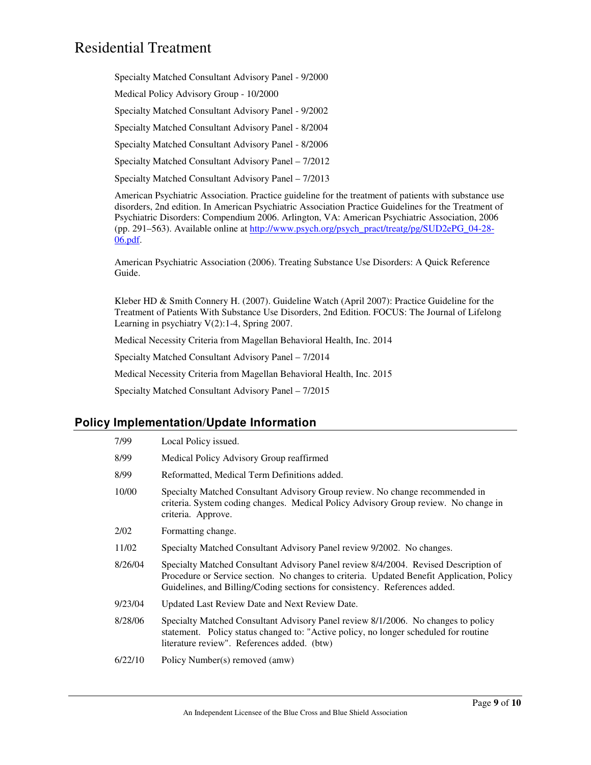Specialty Matched Consultant Advisory Panel - 9/2000

Medical Policy Advisory Group - 10/2000

Specialty Matched Consultant Advisory Panel - 9/2002

Specialty Matched Consultant Advisory Panel - 8/2004

Specialty Matched Consultant Advisory Panel - 8/2006

Specialty Matched Consultant Advisory Panel – 7/2012

Specialty Matched Consultant Advisory Panel – 7/2013

American Psychiatric Association. Practice guideline for the treatment of patients with substance use disorders, 2nd edition. In American Psychiatric Association Practice Guidelines for the Treatment of Psychiatric Disorders: Compendium 2006. Arlington, VA: American Psychiatric Association, 2006 (pp. 291–563). Available online at [http://www.psych.org/psych_pract/treatg/pg/SUD2ePG_04-28-06.pdf](http://www.psych.org/psych_pract/treatg/pg/SUD2ePG_04-28-06.pdf).

American Psychiatric Association (2006). Treating Substance Use Disorders: A Quick Reference Guide.

Kleber HD & Smith Connery H. (2007). Guideline Watch (April 2007): Practice Guideline for the Treatment of Patients With Substance Use Disorders, 2nd Edition. FOCUS: The Journal of Lifelong Learning in psychiatry V(2):1-4, Spring 2007.

Medical Necessity Criteria from Magellan Behavioral Health, Inc. 2014

Specialty Matched Consultant Advisory Panel – 7/2014

Medical Necessity Criteria from Magellan Behavioral Health, Inc. 2015

Specialty Matched Consultant Advisory Panel – 7/2015

## Policy Implementation/Update Information

| | |
|---|---|
| 7/99 | Local Policy issued. |
| 8/99 | Medical Policy Advisory Group reaffirmed |
| 8/99 | Reformatted, Medical Term Definitions added. |
| 10/00 | Specialty Matched Consultant Advisory Group review. No change recommended in criteria. System coding changes. Medical Policy Advisory Group review. No change in criteria. Approve. |
| 2/02 | Formatting change. |
| 11/02 | Specialty Matched Consultant Advisory Panel review 9/2002. No changes. |
| 8/26/04 | Specialty Matched Consultant Advisory Panel review 8/4/2004. Revised Description of Procedure or Service section. No changes to criteria. Updated Benefit Application, Policy Guidelines, and Billing/Coding sections for consistency. References added. |
| 9/23/04 | Updated Last Review Date and Next Review Date. |
| 8/28/06 | Specialty Matched Consultant Advisory Panel review 8/1/2006. No changes to policy statement. Policy status changed to: "Active policy, no longer scheduled for routine literature review". References added. (btw) |
| 6/22/10 | Policy Number(s) removed (amw) |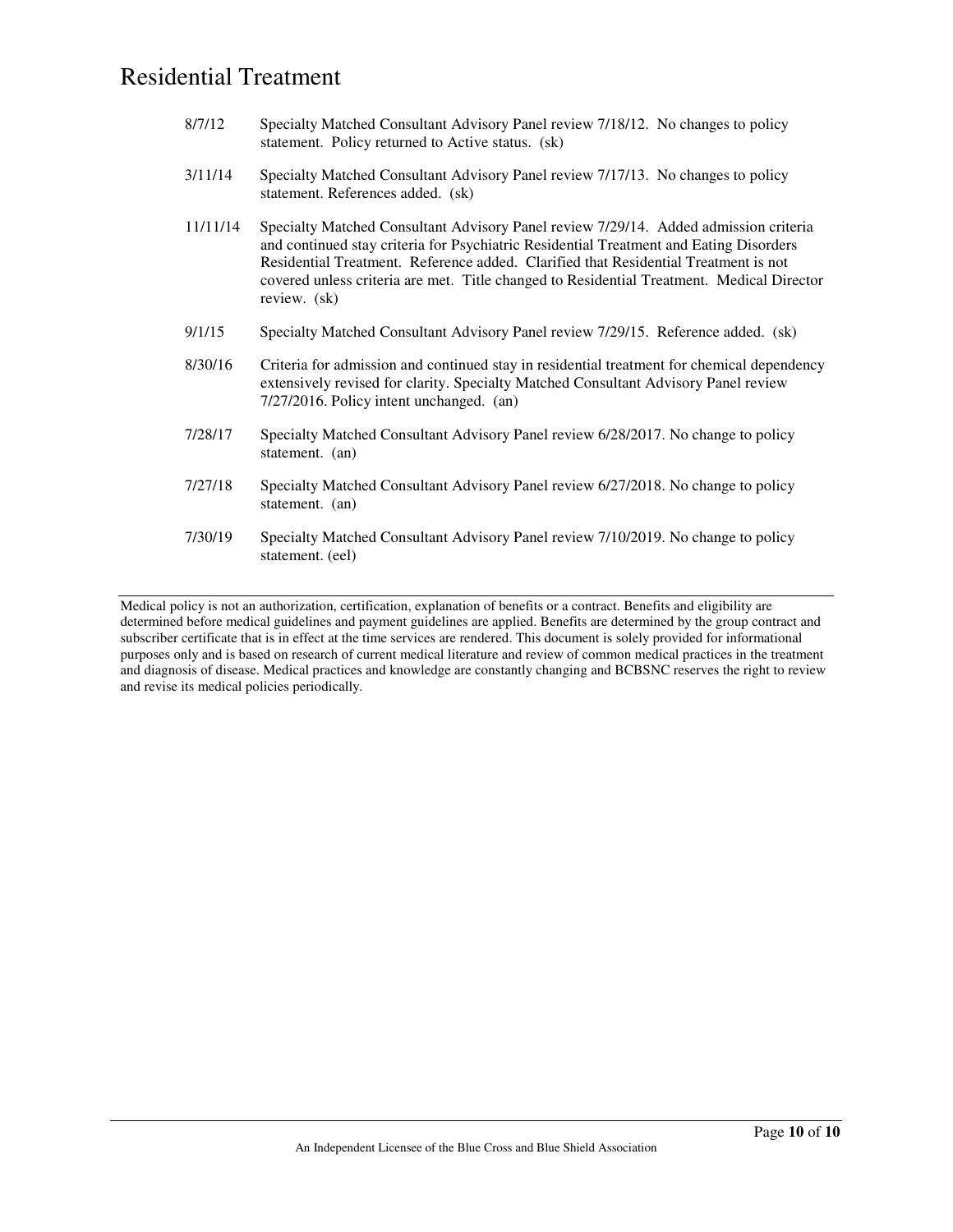| | |
|---|---|
| 8/7/12 | Specialty Matched Consultant Advisory Panel review 7/18/12. No changes to policy statement. Policy returned to Active status. (sk) |
| 3/11/14 | Specialty Matched Consultant Advisory Panel review 7/17/13. No changes to policy statement. References added. (sk) |
| 11/11/14 | Specialty Matched Consultant Advisory Panel review 7/29/14. Added admission criteria and continued stay criteria for Psychiatric Residential Treatment and Eating Disorders Residential Treatment. Reference added. Clarified that Residential Treatment is not covered unless criteria are met. Title changed to Residential Treatment. Medical Director review. (sk) |
| 9/1/15 | Specialty Matched Consultant Advisory Panel review 7/29/15. Reference added. (sk) |
| 8/30/16 | Criteria for admission and continued stay in residential treatment for chemical dependency extensively revised for clarity. Specialty Matched Consultant Advisory Panel review 7/27/2016. Policy intent unchanged. (an) |
| 7/28/17 | Specialty Matched Consultant Advisory Panel review 6/28/2017. No change to policy statement. (an) |
| 7/27/18 | Specialty Matched Consultant Advisory Panel review 6/27/2018. No change to policy statement. (an) |
| 7/30/19 | Specialty Matched Consultant Advisory Panel review 7/10/2019. No change to policy statement. (eel) |

Medical policy is not an authorization, certification, explanation of benefits or a contract. Benefits and eligibility are determined before medical guidelines and payment guidelines are applied. Benefits are determined by the group contract and subscriber certificate that is in effect at the time services are rendered. This document is solely provided for informational purposes only and is based on research of current medical literature and review of common medical practices in the treatment and diagnosis of disease. Medical practices and knowledge are constantly changing and BCBSNC reserves the right to review and revise its medical policies periodically.